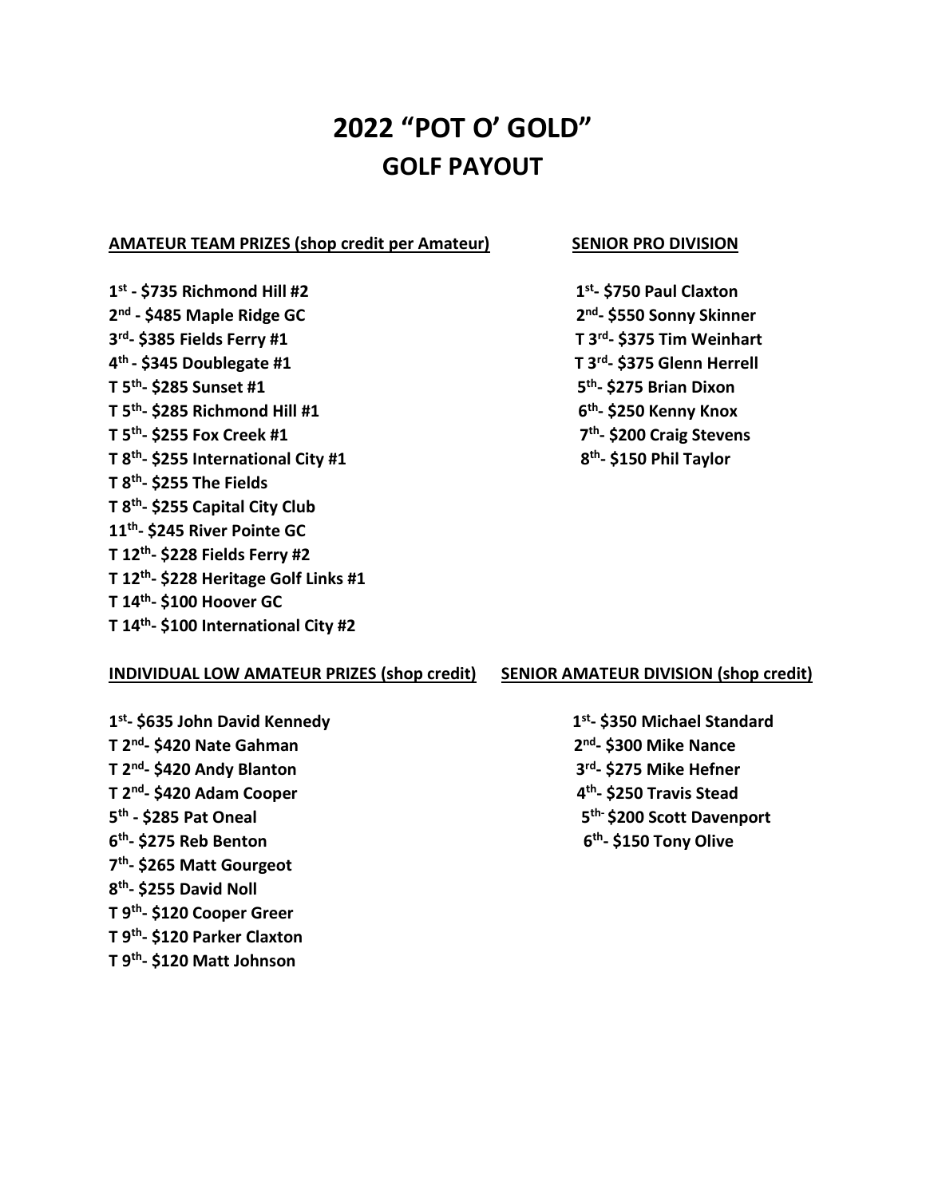# 2022 "POT O' GOLD"

## GOLF PAYOUT

**AMATEUR TEAM PRIZES (shop credit per Amateur)**

**1st - $735 Richmond Hill #2**
**2nd - $485 Maple Ridge GC**
**3rd- $385 Fields Ferry #1**
**4th - $345 Doublegate #1**
**T 5th- $285 Sunset #1**
**T 5th- $285 Richmond Hill #1**
**T 5th- $255 Fox Creek #1**
**T 8th- $255 International City #1**
**T 8th- $255 The Fields**
**T 8th- $255 Capital City Club**
**11th- $245 River Pointe GC**
**T 12th- $228 Fields Ferry #2**
**T 12th- $228 Heritage Golf Links #1**
**T 14th- $100 Hoover GC**
**T 14th- $100 International City #2**

**SENIOR PRO DIVISION**

**1st- $750 Paul Claxton**
**2nd- $550 Sonny Skinner**
**T 3rd- $375 Tim Weinhart**
**T 3rd- $375 Glenn Herrell**
**5th- $275 Brian Dixon**
**6th- $250 Kenny Knox**
**7th- $200 Craig Stevens**
**8th- $150 Phil Taylor**

**INDIVIDUAL LOW AMATEUR PRIZES (shop credit)**

**1st- $635 John David Kennedy**
**T 2nd- $420 Nate Gahman**
**T 2nd- $420 Andy Blanton**
**T 2nd- $420 Adam Cooper**
**5th - $285 Pat Oneal**
**6th- $275 Reb Benton**
**7th- $265 Matt Gourgeot**
**8th- $255 David Noll**
**T 9th- $120 Cooper Greer**
**T 9th- $120 Parker Claxton**
**T 9th- $120 Matt Johnson**

**SENIOR AMATEUR DIVISION (shop credit)**

**1st- $350 Michael Standard**
**2nd- $300 Mike Nance**
**3rd- $275 Mike Hefner**
**4th- $250 Travis Stead**
**5th- $200 Scott Davenport**
**6th- $150 Tony Olive**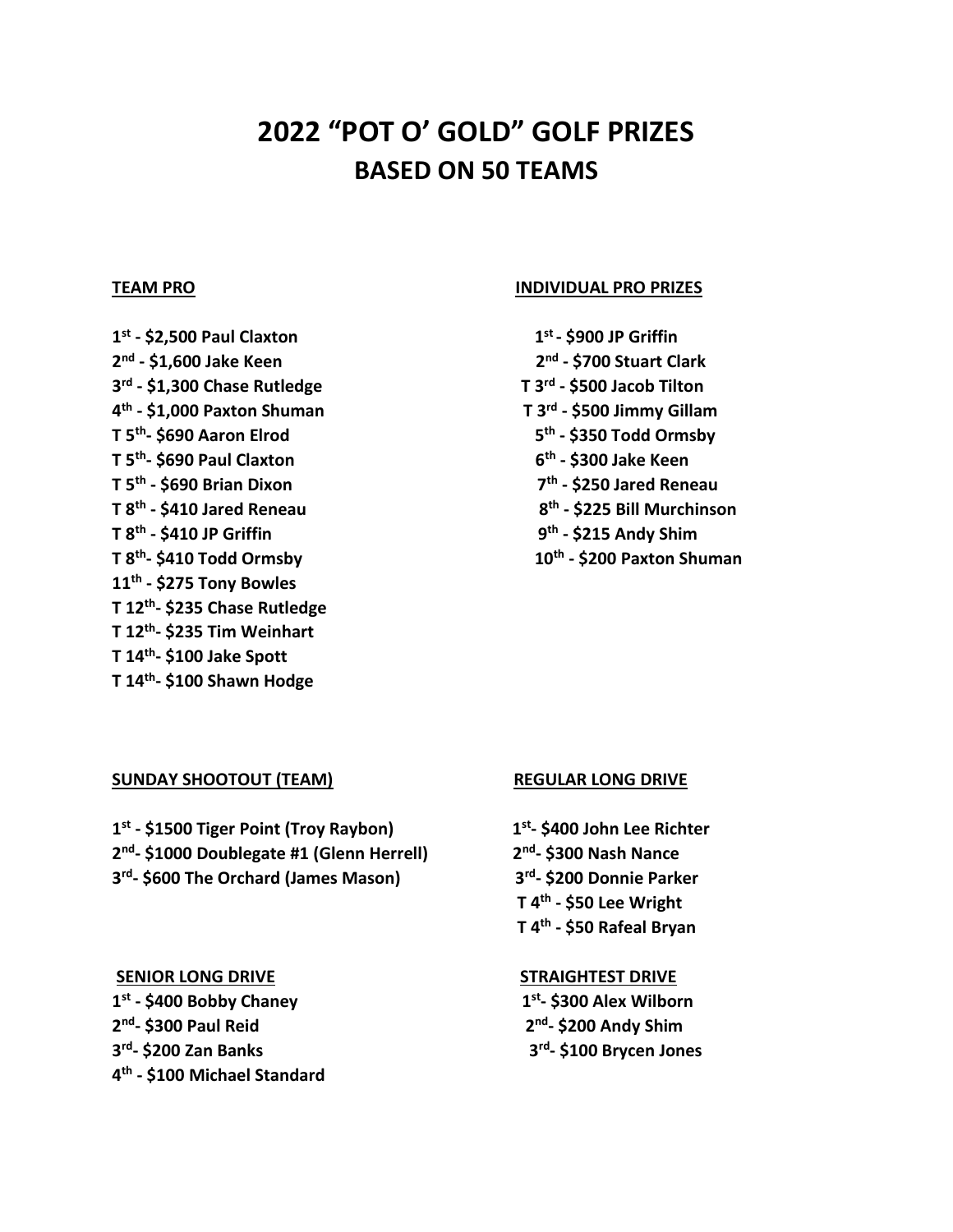# 2022 "POT O' GOLD" GOLF PRIZES

## BASED ON 50 TEAMS

**TEAM PRO**

**1st - $2,500 Paul Claxton**
**2nd - $1,600 Jake Keen**
**3rd - $1,300 Chase Rutledge**
**4th - $1,000 Paxton Shuman**
**T 5th- $690 Aaron Elrod**
**T 5th- $690 Paul Claxton**
**T 5th - $690 Brian Dixon**
**T 8th - $410 Jared Reneau**
**T 8th - $410 JP Griffin**
**T 8th- $410 Todd Ormsby**
**11th - $275 Tony Bowles**
**T 12th- $235 Chase Rutledge**
**T 12th- $235 Tim Weinhart**
**T 14th- $100 Jake Spott**
**T 14th- $100 Shawn Hodge**

**INDIVIDUAL PRO PRIZES**

**1st - $900 JP Griffin**
**2nd - $700 Stuart Clark**
**T 3rd - $500 Jacob Tilton**
**T 3rd - $500 Jimmy Gillam**
**5th - $350 Todd Ormsby**
**6th - $300 Jake Keen**
**7th - $250 Jared Reneau**
**8th - $225 Bill Murchinson**
**9th - $215 Andy Shim**
**10th - $200 Paxton Shuman**

**SUNDAY SHOOTOUT (TEAM)**

**1st - $1500 Tiger Point (Troy Raybon)**
**2nd- $1000 Doublegate #1 (Glenn Herrell)**
**3rd- $600 The Orchard (James Mason)**

**REGULAR LONG DRIVE**

**1st- $400 John Lee Richter**
**2nd- $300 Nash Nance**
**3rd- $200 Donnie Parker**
**T 4th - $50 Lee Wright**
**T 4th - $50 Rafeal Bryan**

**SENIOR LONG DRIVE**

**1st - $400 Bobby Chaney**
**2nd- $300 Paul Reid**
**3rd- $200 Zan Banks**
**4th - $100 Michael Standard**

**STRAIGHTEST DRIVE**

**1st- $300 Alex Wilborn**
**2nd- $200 Andy Shim**
**3rd- $100 Brycen Jones**